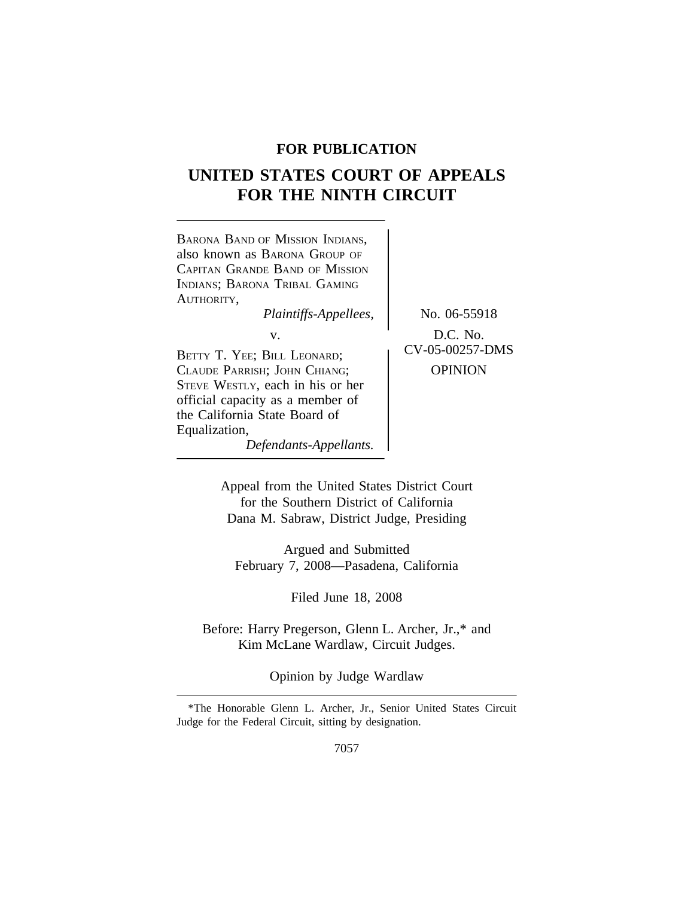**FOR PUBLICATION**

# UNITED STATES COURT OF APPEALS FOR THE NINTH CIRCUIT

BARONA BAND OF MISSION INDIANS, also known as BARONA GROUP OF CAPITAN GRANDE BAND OF MISSION INDIANS; BARONA TRIBAL GAMING AUTHORITY,
*Plaintiffs-Appellees,*

v.

BETTY T. YEE; BILL LEONARD; CLAUDE PARRISH; JOHN CHIANG; STEVE WESTLY, each in his or her official capacity as a member of the California State Board of Equalization,
*Defendants-Appellants.*

No. 06-55918

D.C. No. CV-05-00257-DMS

OPINION

Appeal from the United States District Court for the Southern District of California
Dana M. Sabraw, District Judge, Presiding

Argued and Submitted
February 7, 2008—Pasadena, California

Filed June 18, 2008

Before: Harry Pregerson, Glenn L. Archer, Jr.,* and Kim McLane Wardlaw, Circuit Judges.

Opinion by Judge Wardlaw

---

*The Honorable Glenn L. Archer, Jr., Senior United States Circuit Judge for the Federal Circuit, sitting by designation.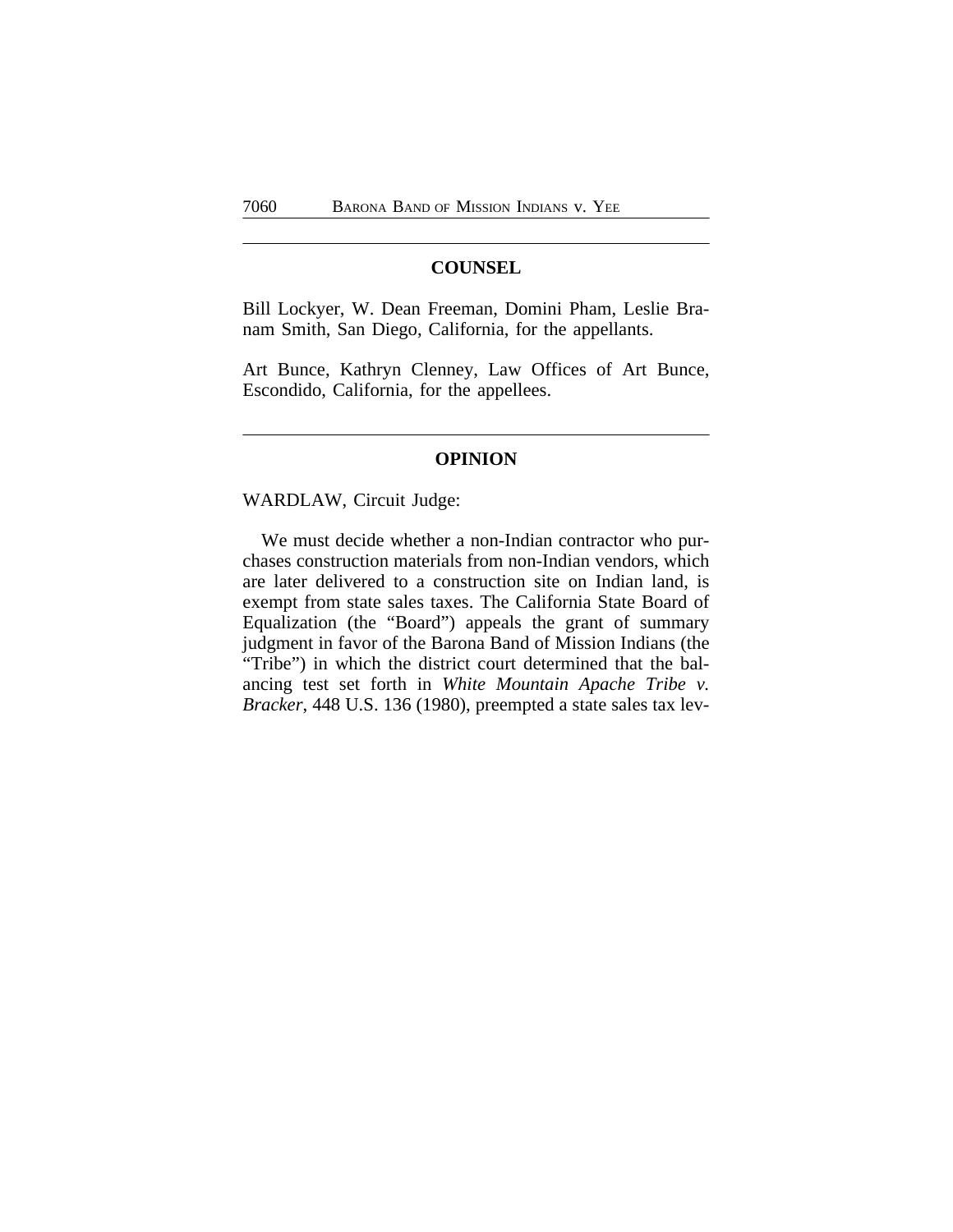## COUNSEL

Bill Lockyer, W. Dean Freeman, Domini Pham, Leslie Branam Smith, San Diego, California, for the appellants.

Art Bunce, Kathryn Clenney, Law Offices of Art Bunce, Escondido, California, for the appellees.

## OPINION

WARDLAW, Circuit Judge:

We must decide whether a non-Indian contractor who purchases construction materials from non-Indian vendors, which are later delivered to a construction site on Indian land, is exempt from state sales taxes. The California State Board of Equalization (the "Board") appeals the grant of summary judgment in favor of the Barona Band of Mission Indians (the "Tribe") in which the district court determined that the balancing test set forth in *White Mountain Apache Tribe v. Bracker*, 448 U.S. 136 (1980), preempted a state sales tax lev-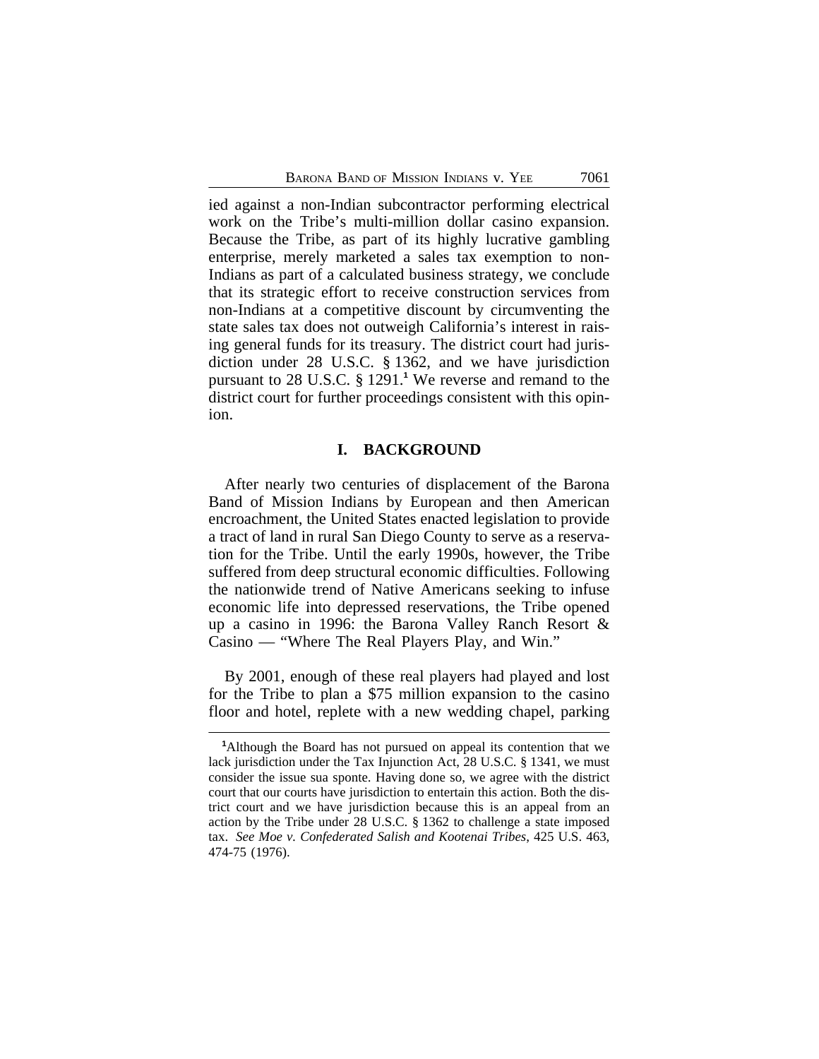ied against a non-Indian subcontractor performing electrical work on the Tribe's multi-million dollar casino expansion. Because the Tribe, as part of its highly lucrative gambling enterprise, merely marketed a sales tax exemption to non-Indians as part of a calculated business strategy, we conclude that its strategic effort to receive construction services from non-Indians at a competitive discount by circumventing the state sales tax does not outweigh California's interest in raising general funds for its treasury. The district court had jurisdiction under 28 U.S.C. § 1362, and we have jurisdiction pursuant to 28 U.S.C. § 1291.[1] We reverse and remand to the district court for further proceedings consistent with this opinion.

## I. BACKGROUND

After nearly two centuries of displacement of the Barona Band of Mission Indians by European and then American encroachment, the United States enacted legislation to provide a tract of land in rural San Diego County to serve as a reservation for the Tribe. Until the early 1990s, however, the Tribe suffered from deep structural economic difficulties. Following the nationwide trend of Native Americans seeking to infuse economic life into depressed reservations, the Tribe opened up a casino in 1996: the Barona Valley Ranch Resort & Casino — "Where The Real Players Play, and Win."

By 2001, enough of these real players had played and lost for the Tribe to plan a $75 million expansion to the casino floor and hotel, replete with a new wedding chapel, parking

---

[1]Although the Board has not pursued on appeal its contention that we lack jurisdiction under the Tax Injunction Act, 28 U.S.C. § 1341, we must consider the issue sua sponte. Having done so, we agree with the district court that our courts have jurisdiction to entertain this action. Both the district court and we have jurisdiction because this is an appeal from an action by the Tribe under 28 U.S.C. § 1362 to challenge a state imposed tax. *See Moe v. Confederated Salish and Kootenai Tribes*, 425 U.S. 463, 474-75 (1976).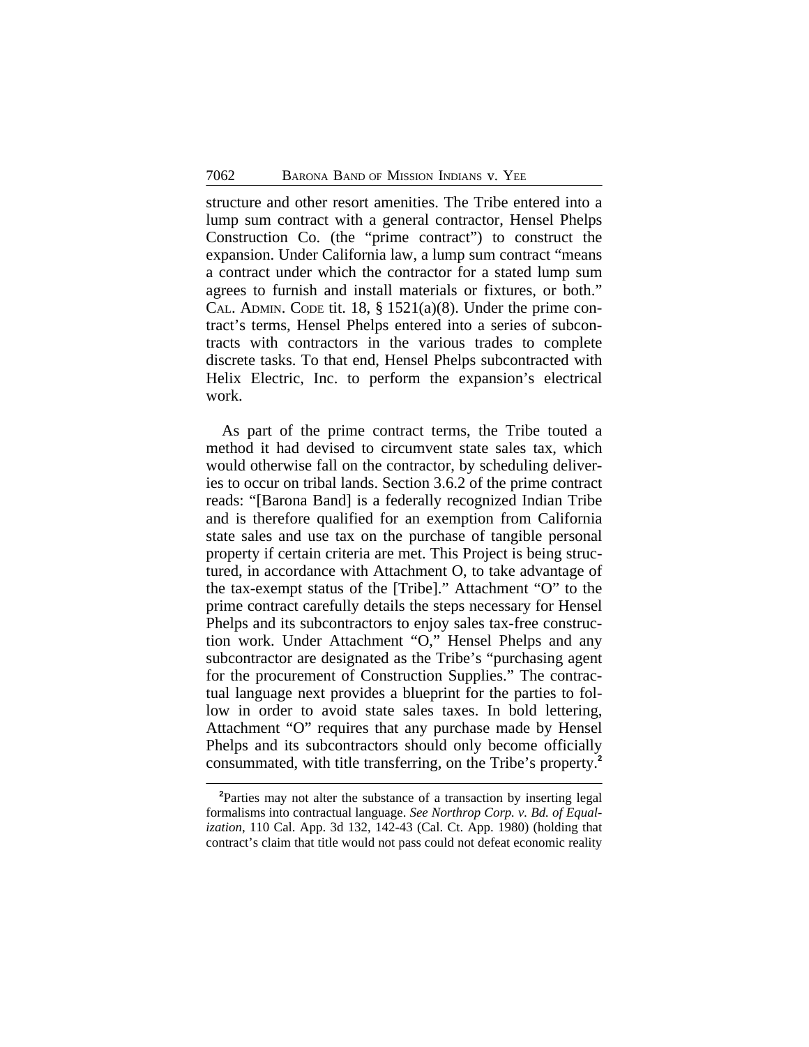structure and other resort amenities. The Tribe entered into a lump sum contract with a general contractor, Hensel Phelps Construction Co. (the "prime contract") to construct the expansion. Under California law, a lump sum contract "means a contract under which the contractor for a stated lump sum agrees to furnish and install materials or fixtures, or both." CAL. ADMIN. CODE tit. 18, § 1521(a)(8). Under the prime contract's terms, Hensel Phelps entered into a series of subcontracts with contractors in the various trades to complete discrete tasks. To that end, Hensel Phelps subcontracted with Helix Electric, Inc. to perform the expansion's electrical work.

As part of the prime contract terms, the Tribe touted a method it had devised to circumvent state sales tax, which would otherwise fall on the contractor, by scheduling deliveries to occur on tribal lands. Section 3.6.2 of the prime contract reads: "[Barona Band] is a federally recognized Indian Tribe and is therefore qualified for an exemption from California state sales and use tax on the purchase of tangible personal property if certain criteria are met. This Project is being structured, in accordance with Attachment O, to take advantage of the tax-exempt status of the [Tribe]." Attachment "O" to the prime contract carefully details the steps necessary for Hensel Phelps and its subcontractors to enjoy sales tax-free construction work. Under Attachment "O," Hensel Phelps and any subcontractor are designated as the Tribe's "purchasing agent for the procurement of Construction Supplies." The contractual language next provides a blueprint for the parties to follow in order to avoid state sales taxes. In bold lettering, Attachment "O" requires that any purchase made by Hensel Phelps and its subcontractors should only become officially consummated, with title transferring, on the Tribe's property.[2]

[2]Parties may not alter the substance of a transaction by inserting legal formalisms into contractual language. *See Northrop Corp. v. Bd. of Equalization*, 110 Cal. App. 3d 132, 142-43 (Cal. Ct. App. 1980) (holding that contract's claim that title would not pass could not defeat economic reality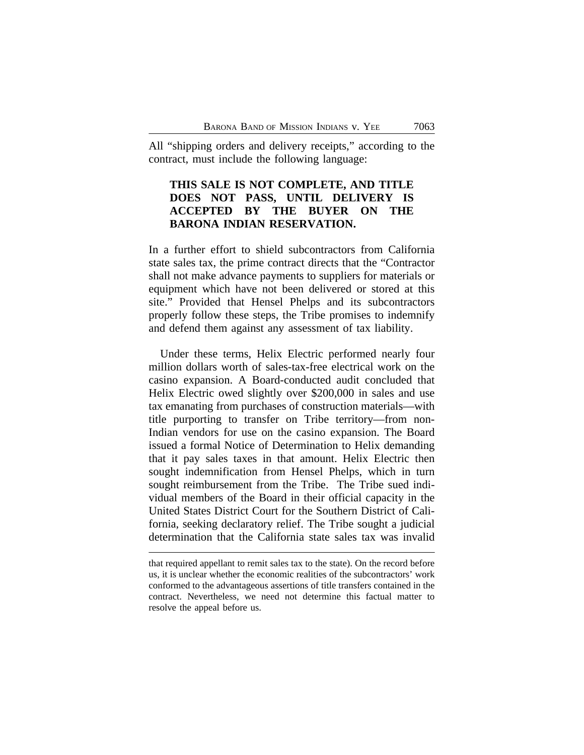All "shipping orders and delivery receipts," according to the contract, must include the following language:

> **THIS SALE IS NOT COMPLETE, AND TITLE DOES NOT PASS, UNTIL DELIVERY IS ACCEPTED BY THE BUYER ON THE BARONA INDIAN RESERVATION.**

In a further effort to shield subcontractors from California state sales tax, the prime contract directs that the "Contractor shall not make advance payments to suppliers for materials or equipment which have not been delivered or stored at this site." Provided that Hensel Phelps and its subcontractors properly follow these steps, the Tribe promises to indemnify and defend them against any assessment of tax liability.

Under these terms, Helix Electric performed nearly four million dollars worth of sales-tax-free electrical work on the casino expansion. A Board-conducted audit concluded that Helix Electric owed slightly over $200,000 in sales and use tax emanating from purchases of construction materials—with title purporting to transfer on Tribe territory—from non-Indian vendors for use on the casino expansion. The Board issued a formal Notice of Determination to Helix demanding that it pay sales taxes in that amount. Helix Electric then sought indemnification from Hensel Phelps, which in turn sought reimbursement from the Tribe. The Tribe sued individual members of the Board in their official capacity in the United States District Court for the Southern District of California, seeking declaratory relief. The Tribe sought a judicial determination that the California state sales tax was invalid

---

that required appellant to remit sales tax to the state). On the record before us, it is unclear whether the economic realities of the subcontractors' work conformed to the advantageous assertions of title transfers contained in the contract. Nevertheless, we need not determine this factual matter to resolve the appeal before us.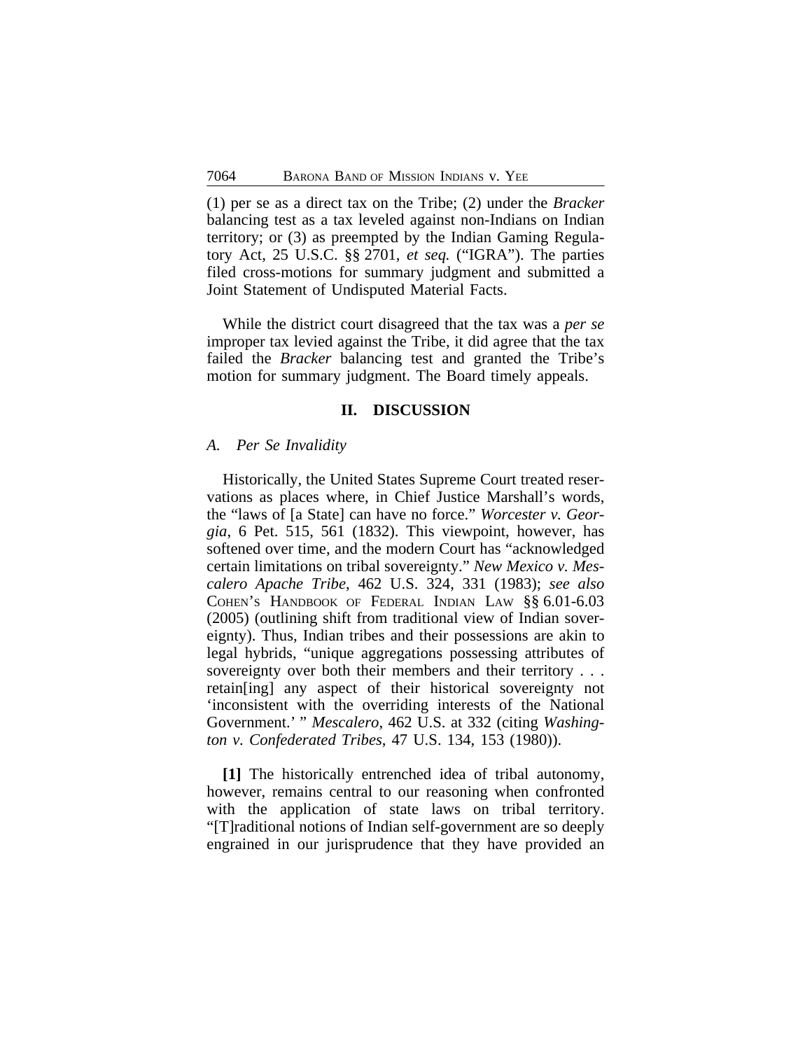(1) per se as a direct tax on the Tribe; (2) under the *Bracker* balancing test as a tax leveled against non-Indians on Indian territory; or (3) as preempted by the Indian Gaming Regulatory Act, 25 U.S.C. §§ 2701, *et seq.* ("IGRA"). The parties filed cross-motions for summary judgment and submitted a Joint Statement of Undisputed Material Facts.

While the district court disagreed that the tax was a *per se* improper tax levied against the Tribe, it did agree that the tax failed the *Bracker* balancing test and granted the Tribe's motion for summary judgment. The Board timely appeals.

## II. DISCUSSION

### *A. Per Se Invalidity*

Historically, the United States Supreme Court treated reservations as places where, in Chief Justice Marshall's words, the "laws of [a State] can have no force." *Worcester v. Georgia*, 6 Pet. 515, 561 (1832). This viewpoint, however, has softened over time, and the modern Court has "acknowledged certain limitations on tribal sovereignty." *New Mexico v. Mescalero Apache Tribe*, 462 U.S. 324, 331 (1983); *see also* COHEN'S HANDBOOK OF FEDERAL INDIAN LAW §§ 6.01-6.03 (2005) (outlining shift from traditional view of Indian sovereignty). Thus, Indian tribes and their possessions are akin to legal hybrids, "unique aggregations possessing attributes of sovereignty over both their members and their territory . . . retain[ing] any aspect of their historical sovereignty not 'inconsistent with the overriding interests of the National Government.' " *Mescalero*, 462 U.S. at 332 (citing *Washington v. Confederated Tribes*, 47 U.S. 134, 153 (1980)).

**[1]** The historically entrenched idea of tribal autonomy, however, remains central to our reasoning when confronted with the application of state laws on tribal territory. "[T]raditional notions of Indian self-government are so deeply engrained in our jurisprudence that they have provided an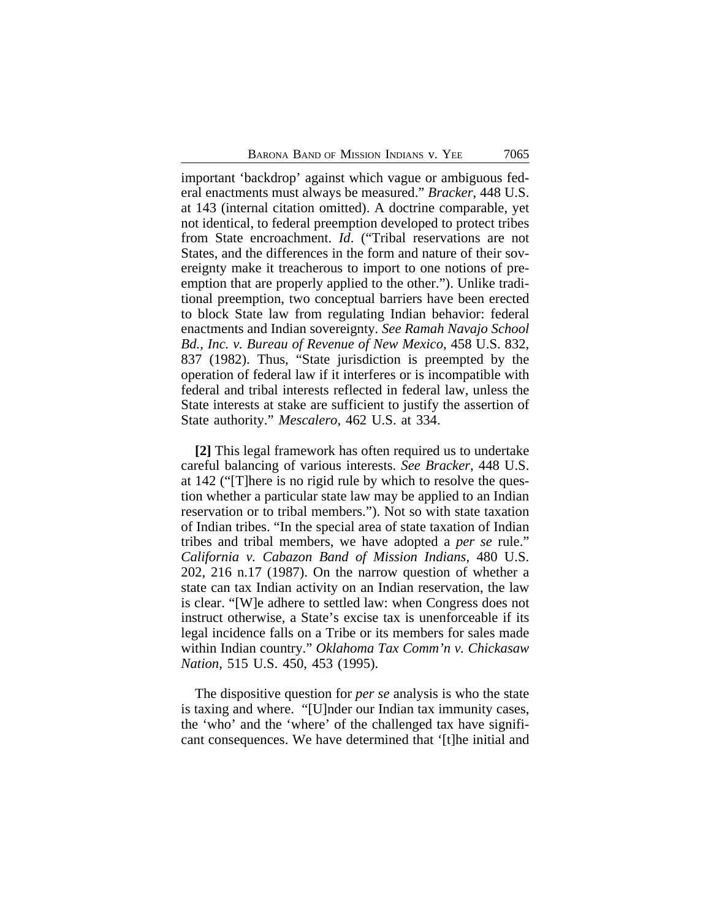important 'backdrop' against which vague or ambiguous federal enactments must always be measured." *Bracker*, 448 U.S. at 143 (internal citation omitted). A doctrine comparable, yet not identical, to federal preemption developed to protect tribes from State encroachment. *Id*. ("Tribal reservations are not States, and the differences in the form and nature of their sovereignty make it treacherous to import to one notions of preemption that are properly applied to the other."). Unlike traditional preemption, two conceptual barriers have been erected to block State law from regulating Indian behavior: federal enactments and Indian sovereignty. *See Ramah Navajo School Bd., Inc. v. Bureau of Revenue of New Mexico*, 458 U.S. 832, 837 (1982). Thus, "State jurisdiction is preempted by the operation of federal law if it interferes or is incompatible with federal and tribal interests reflected in federal law, unless the State interests at stake are sufficient to justify the assertion of State authority." *Mescalero*, 462 U.S. at 334.

**[2]** This legal framework has often required us to undertake careful balancing of various interests. *See Bracker*, 448 U.S. at 142 ("[T]here is no rigid rule by which to resolve the question whether a particular state law may be applied to an Indian reservation or to tribal members."). Not so with state taxation of Indian tribes. "In the special area of state taxation of Indian tribes and tribal members, we have adopted a *per se* rule." *California v. Cabazon Band of Mission Indians*, 480 U.S. 202, 216 n.17 (1987). On the narrow question of whether a state can tax Indian activity on an Indian reservation, the law is clear. "[W]e adhere to settled law: when Congress does not instruct otherwise, a State's excise tax is unenforceable if its legal incidence falls on a Tribe or its members for sales made within Indian country." *Oklahoma Tax Comm'n v. Chickasaw Nation*, 515 U.S. 450, 453 (1995).

The dispositive question for *per se* analysis is who the state is taxing and where. "[U]nder our Indian tax immunity cases, the 'who' and the 'where' of the challenged tax have significant consequences. We have determined that '[t]he initial and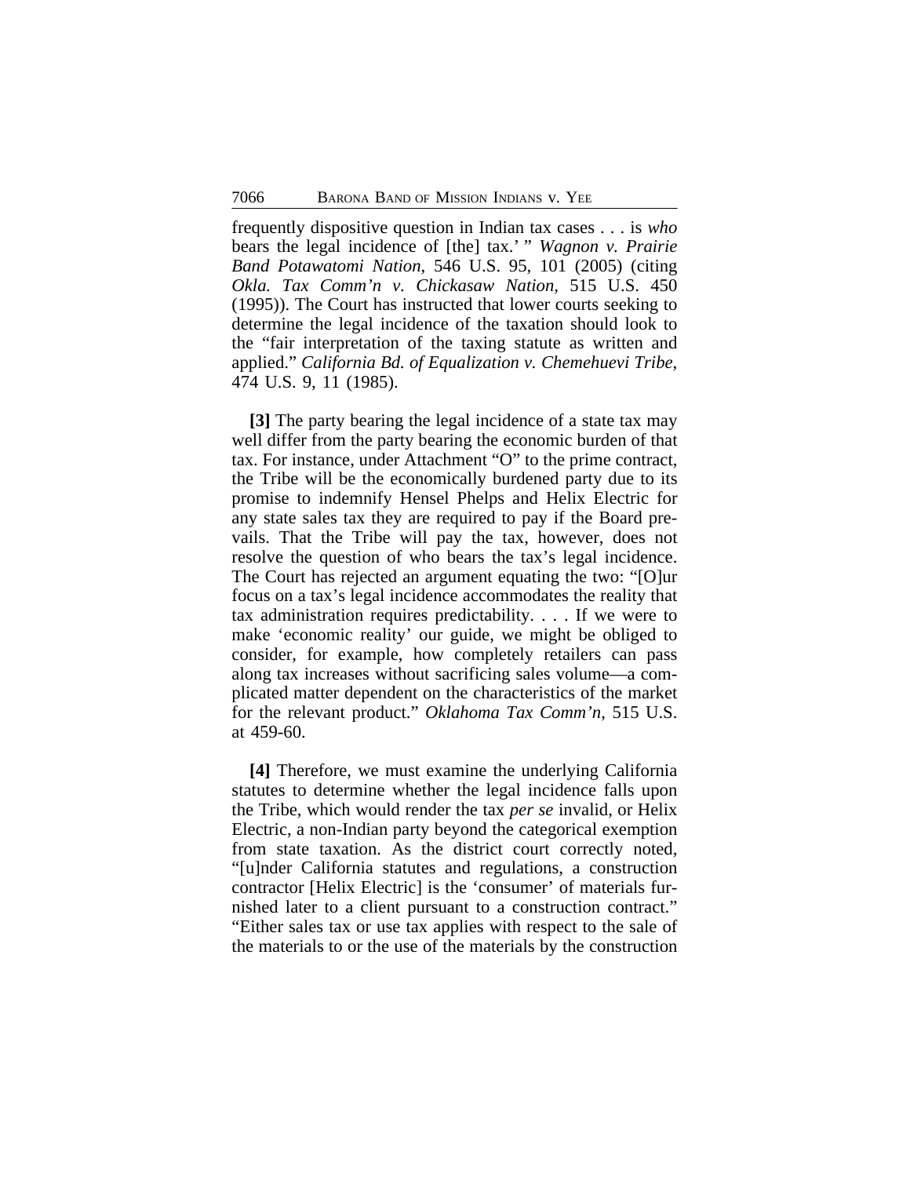frequently dispositive question in Indian tax cases . . . is *who* bears the legal incidence of [the] tax.' " *Wagnon v. Prairie Band Potawatomi Nation*, 546 U.S. 95, 101 (2005) (citing *Okla. Tax Comm'n v. Chickasaw Nation*, 515 U.S. 450 (1995)). The Court has instructed that lower courts seeking to determine the legal incidence of the taxation should look to the "fair interpretation of the taxing statute as written and applied." *California Bd. of Equalization v. Chemehuevi Tribe*, 474 U.S. 9, 11 (1985).

**[3]** The party bearing the legal incidence of a state tax may well differ from the party bearing the economic burden of that tax. For instance, under Attachment "O" to the prime contract, the Tribe will be the economically burdened party due to its promise to indemnify Hensel Phelps and Helix Electric for any state sales tax they are required to pay if the Board prevails. That the Tribe will pay the tax, however, does not resolve the question of who bears the tax's legal incidence. The Court has rejected an argument equating the two: "[O]ur focus on a tax's legal incidence accommodates the reality that tax administration requires predictability. . . . If we were to make 'economic reality' our guide, we might be obliged to consider, for example, how completely retailers can pass along tax increases without sacrificing sales volume—a complicated matter dependent on the characteristics of the market for the relevant product." *Oklahoma Tax Comm'n*, 515 U.S. at 459-60.

**[4]** Therefore, we must examine the underlying California statutes to determine whether the legal incidence falls upon the Tribe, which would render the tax *per se* invalid, or Helix Electric, a non-Indian party beyond the categorical exemption from state taxation. As the district court correctly noted, "[u]nder California statutes and regulations, a construction contractor [Helix Electric] is the 'consumer' of materials furnished later to a client pursuant to a construction contract." "Either sales tax or use tax applies with respect to the sale of the materials to or the use of the materials by the construction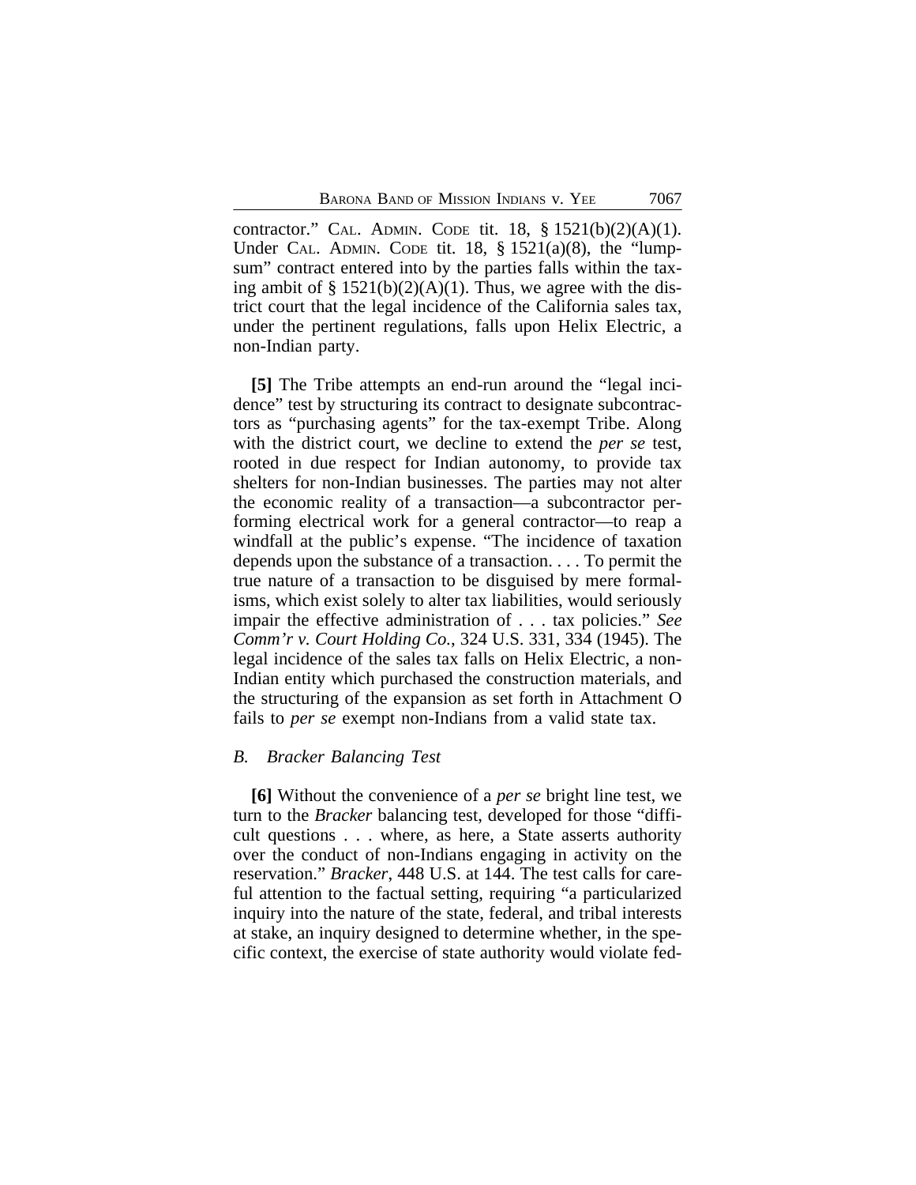contractor." CAL. ADMIN. CODE tit. 18, § 1521(b)(2)(A)(1). Under CAL. ADMIN. CODE tit. 18, § 1521(a)(8), the "lump-sum" contract entered into by the parties falls within the taxing ambit of § 1521(b)(2)(A)(1). Thus, we agree with the district court that the legal incidence of the California sales tax, under the pertinent regulations, falls upon Helix Electric, a non-Indian party.

**[5]** The Tribe attempts an end-run around the "legal incidence" test by structuring its contract to designate subcontractors as "purchasing agents" for the tax-exempt Tribe. Along with the district court, we decline to extend the *per se* test, rooted in due respect for Indian autonomy, to provide tax shelters for non-Indian businesses. The parties may not alter the economic reality of a transaction—a subcontractor performing electrical work for a general contractor—to reap a windfall at the public's expense. "The incidence of taxation depends upon the substance of a transaction. . . . To permit the true nature of a transaction to be disguised by mere formalisms, which exist solely to alter tax liabilities, would seriously impair the effective administration of . . . tax policies." *See Comm'r v. Court Holding Co.*, 324 U.S. 331, 334 (1945). The legal incidence of the sales tax falls on Helix Electric, a non-Indian entity which purchased the construction materials, and the structuring of the expansion as set forth in Attachment O fails to *per se* exempt non-Indians from a valid state tax.

### *B. Bracker Balancing Test*

**[6]** Without the convenience of a *per se* bright line test, we turn to the *Bracker* balancing test, developed for those "difficult questions . . . where, as here, a State asserts authority over the conduct of non-Indians engaging in activity on the reservation." *Bracker*, 448 U.S. at 144. The test calls for careful attention to the factual setting, requiring "a particularized inquiry into the nature of the state, federal, and tribal interests at stake, an inquiry designed to determine whether, in the specific context, the exercise of state authority would violate fed-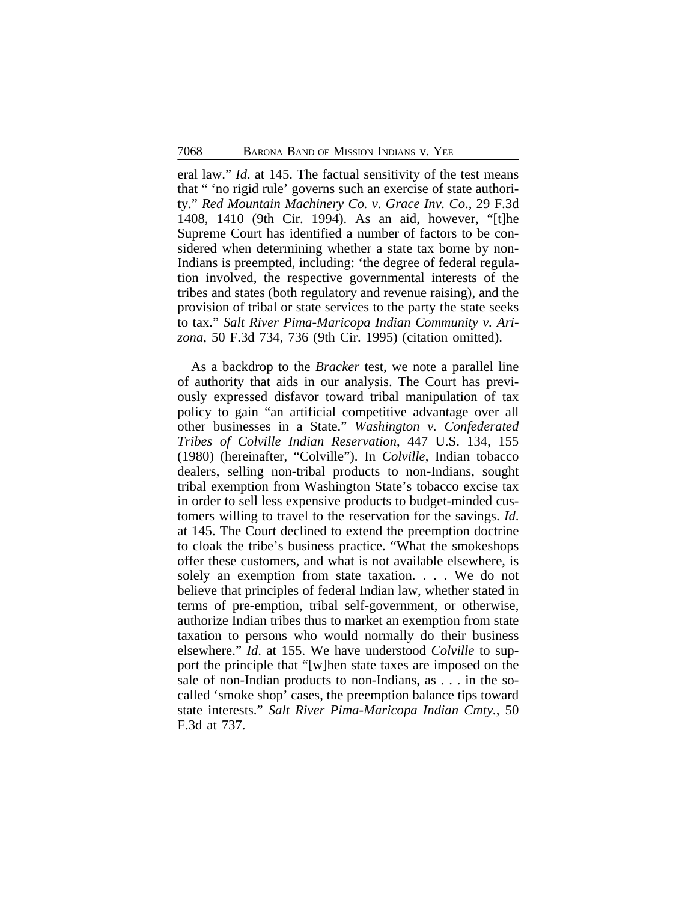eral law." *Id*. at 145. The factual sensitivity of the test means that " 'no rigid rule' governs such an exercise of state authority." *Red Mountain Machinery Co. v. Grace Inv. Co*., 29 F.3d 1408, 1410 (9th Cir. 1994). As an aid, however, "[t]he Supreme Court has identified a number of factors to be considered when determining whether a state tax borne by non-Indians is preempted, including: 'the degree of federal regulation involved, the respective governmental interests of the tribes and states (both regulatory and revenue raising), and the provision of tribal or state services to the party the state seeks to tax." *Salt River Pima-Maricopa Indian Community v. Arizona*, 50 F.3d 734, 736 (9th Cir. 1995) (citation omitted).

As a backdrop to the *Bracker* test, we note a parallel line of authority that aids in our analysis. The Court has previously expressed disfavor toward tribal manipulation of tax policy to gain "an artificial competitive advantage over all other businesses in a State." *Washington v. Confederated Tribes of Colville Indian Reservation*, 447 U.S. 134, 155 (1980) (hereinafter, "Colville"). In *Colville*, Indian tobacco dealers, selling non-tribal products to non-Indians, sought tribal exemption from Washington State's tobacco excise tax in order to sell less expensive products to budget-minded customers willing to travel to the reservation for the savings. *Id*. at 145. The Court declined to extend the preemption doctrine to cloak the tribe's business practice. "What the smokeshops offer these customers, and what is not available elsewhere, is solely an exemption from state taxation. . . . We do not believe that principles of federal Indian law, whether stated in terms of pre-emption, tribal self-government, or otherwise, authorize Indian tribes thus to market an exemption from state taxation to persons who would normally do their business elsewhere." *Id*. at 155. We have understood *Colville* to support the principle that "[w]hen state taxes are imposed on the sale of non-Indian products to non-Indians, as . . . in the so-called 'smoke shop' cases, the preemption balance tips toward state interests." *Salt River Pima-Maricopa Indian Cmty*., 50 F.3d at 737.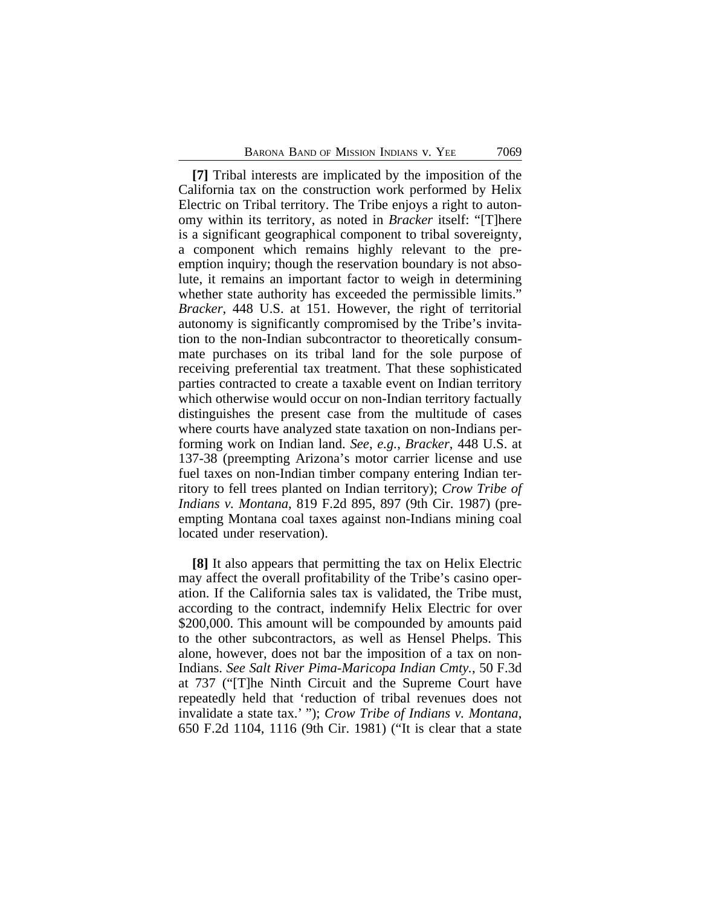**[7]** Tribal interests are implicated by the imposition of the California tax on the construction work performed by Helix Electric on Tribal territory. The Tribe enjoys a right to autonomy within its territory, as noted in *Bracker* itself: "[T]here is a significant geographical component to tribal sovereignty, a component which remains highly relevant to the preemption inquiry; though the reservation boundary is not absolute, it remains an important factor to weigh in determining whether state authority has exceeded the permissible limits." *Bracker*, 448 U.S. at 151. However, the right of territorial autonomy is significantly compromised by the Tribe's invitation to the non-Indian subcontractor to theoretically consummate purchases on its tribal land for the sole purpose of receiving preferential tax treatment. That these sophisticated parties contracted to create a taxable event on Indian territory which otherwise would occur on non-Indian territory factually distinguishes the present case from the multitude of cases where courts have analyzed state taxation on non-Indians performing work on Indian land. *See*, *e.g.*, *Bracker*, 448 U.S. at 137-38 (preempting Arizona's motor carrier license and use fuel taxes on non-Indian timber company entering Indian territory to fell trees planted on Indian territory); *Crow Tribe of Indians v. Montana*, 819 F.2d 895, 897 (9th Cir. 1987) (preempting Montana coal taxes against non-Indians mining coal located under reservation).

**[8]** It also appears that permitting the tax on Helix Electric may affect the overall profitability of the Tribe's casino operation. If the California sales tax is validated, the Tribe must, according to the contract, indemnify Helix Electric for over $200,000. This amount will be compounded by amounts paid to the other subcontractors, as well as Hensel Phelps. This alone, however, does not bar the imposition of a tax on non-Indians. *See Salt River Pima-Maricopa Indian Cmty.*, 50 F.3d at 737 ("[T]he Ninth Circuit and the Supreme Court have repeatedly held that 'reduction of tribal revenues does not invalidate a state tax.' "); *Crow Tribe of Indians v. Montana*, 650 F.2d 1104, 1116 (9th Cir. 1981) ("It is clear that a state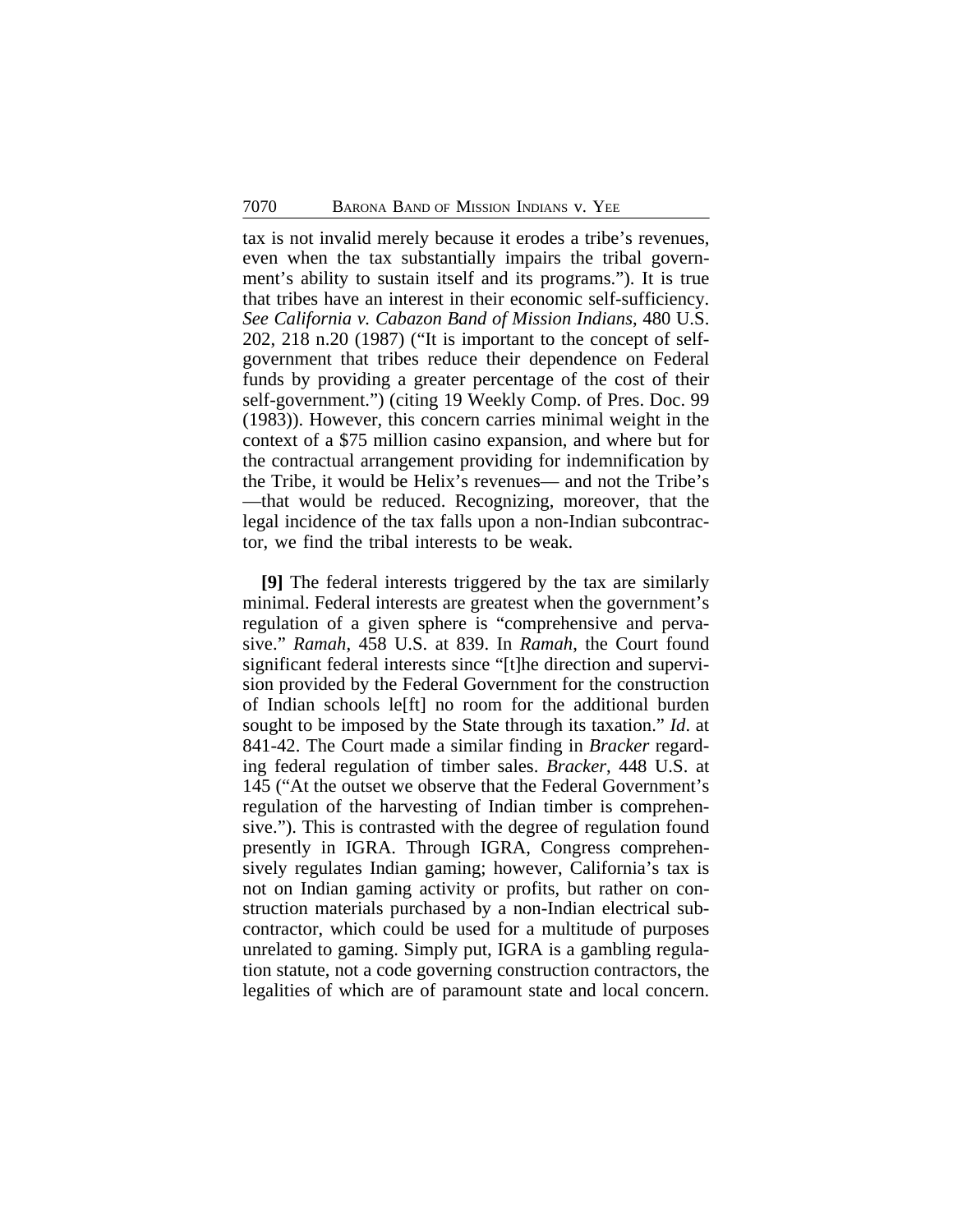tax is not invalid merely because it erodes a tribe's revenues, even when the tax substantially impairs the tribal government's ability to sustain itself and its programs."). It is true that tribes have an interest in their economic self-sufficiency. *See California v. Cabazon Band of Mission Indians*, 480 U.S. 202, 218 n.20 (1987) ("It is important to the concept of self-government that tribes reduce their dependence on Federal funds by providing a greater percentage of the cost of their self-government.") (citing 19 Weekly Comp. of Pres. Doc. 99 (1983)). However, this concern carries minimal weight in the context of a $75 million casino expansion, and where but for the contractual arrangement providing for indemnification by the Tribe, it would be Helix's revenues— and not the Tribe's —that would be reduced. Recognizing, moreover, that the legal incidence of the tax falls upon a non-Indian subcontractor, we find the tribal interests to be weak.

**[9]** The federal interests triggered by the tax are similarly minimal. Federal interests are greatest when the government's regulation of a given sphere is "comprehensive and pervasive." *Ramah*, 458 U.S. at 839. In *Ramah*, the Court found significant federal interests since "[t]he direction and supervision provided by the Federal Government for the construction of Indian schools le[ft] no room for the additional burden sought to be imposed by the State through its taxation." *Id*. at 841-42. The Court made a similar finding in *Bracker* regarding federal regulation of timber sales. *Bracker*, 448 U.S. at 145 ("At the outset we observe that the Federal Government's regulation of the harvesting of Indian timber is comprehensive."). This is contrasted with the degree of regulation found presently in IGRA. Through IGRA, Congress comprehensively regulates Indian gaming; however, California's tax is not on Indian gaming activity or profits, but rather on construction materials purchased by a non-Indian electrical subcontractor, which could be used for a multitude of purposes unrelated to gaming. Simply put, IGRA is a gambling regulation statute, not a code governing construction contractors, the legalities of which are of paramount state and local concern.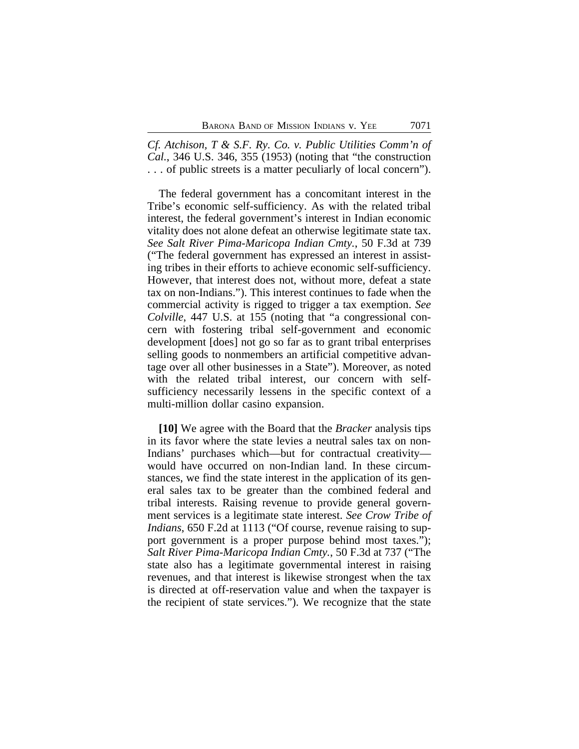*Cf. Atchison, T & S.F. Ry. Co. v. Public Utilities Comm'n of Cal.*, 346 U.S. 346, 355 (1953) (noting that "the construction . . . of public streets is a matter peculiarly of local concern").

The federal government has a concomitant interest in the Tribe's economic self-sufficiency. As with the related tribal interest, the federal government's interest in Indian economic vitality does not alone defeat an otherwise legitimate state tax. *See Salt River Pima-Maricopa Indian Cmty.*, 50 F.3d at 739 ("The federal government has expressed an interest in assisting tribes in their efforts to achieve economic self-sufficiency. However, that interest does not, without more, defeat a state tax on non-Indians."). This interest continues to fade when the commercial activity is rigged to trigger a tax exemption. *See Colville*, 447 U.S. at 155 (noting that "a congressional concern with fostering tribal self-government and economic development [does] not go so far as to grant tribal enterprises selling goods to nonmembers an artificial competitive advantage over all other businesses in a State"). Moreover, as noted with the related tribal interest, our concern with self-sufficiency necessarily lessens in the specific context of a multi-million dollar casino expansion.

**[10]** We agree with the Board that the *Bracker* analysis tips in its favor where the state levies a neutral sales tax on non-Indians' purchases which—but for contractual creativity—would have occurred on non-Indian land. In these circumstances, we find the state interest in the application of its general sales tax to be greater than the combined federal and tribal interests. Raising revenue to provide general government services is a legitimate state interest. *See Crow Tribe of Indians*, 650 F.2d at 1113 ("Of course, revenue raising to support government is a proper purpose behind most taxes."); *Salt River Pima-Maricopa Indian Cmty.*, 50 F.3d at 737 ("The state also has a legitimate governmental interest in raising revenues, and that interest is likewise strongest when the tax is directed at off-reservation value and when the taxpayer is the recipient of state services."). We recognize that the state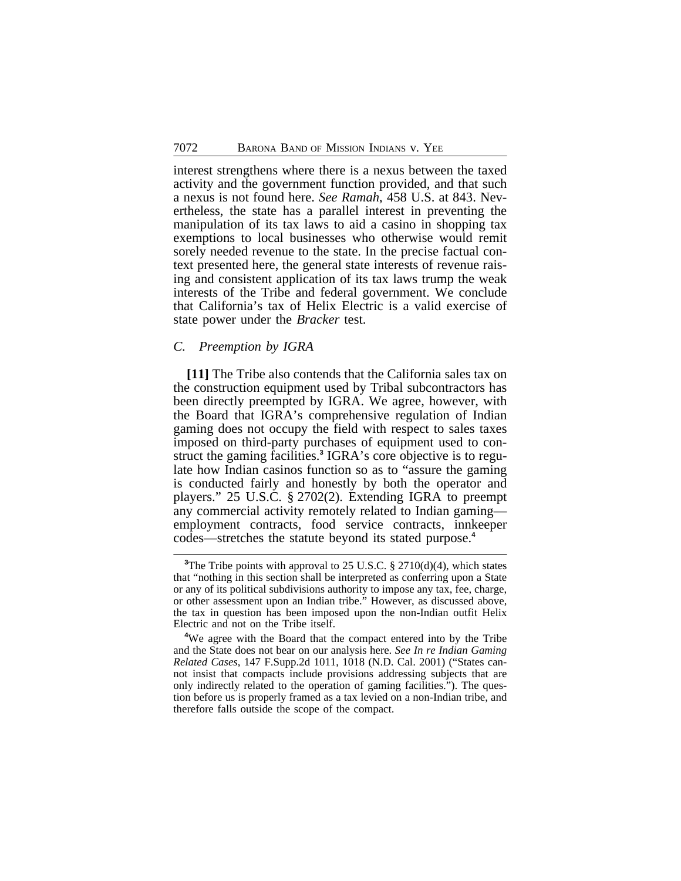interest strengthens where there is a nexus between the taxed activity and the government function provided, and that such a nexus is not found here. *See Ramah*, 458 U.S. at 843. Nevertheless, the state has a parallel interest in preventing the manipulation of its tax laws to aid a casino in shopping tax exemptions to local businesses who otherwise would remit sorely needed revenue to the state. In the precise factual context presented here, the general state interests of revenue raising and consistent application of its tax laws trump the weak interests of the Tribe and federal government. We conclude that California's tax of Helix Electric is a valid exercise of state power under the *Bracker* test.

### *C. Preemption by IGRA*

**[11]** The Tribe also contends that the California sales tax on the construction equipment used by Tribal subcontractors has been directly preempted by IGRA. We agree, however, with the Board that IGRA's comprehensive regulation of Indian gaming does not occupy the field with respect to sales taxes imposed on third-party purchases of equipment used to construct the gaming facilities.[3] IGRA's core objective is to regulate how Indian casinos function so as to "assure the gaming is conducted fairly and honestly by both the operator and players." 25 U.S.C. § 2702(2). Extending IGRA to preempt any commercial activity remotely related to Indian gaming—employment contracts, food service contracts, innkeeper codes—stretches the statute beyond its stated purpose.[4]

---

[3]The Tribe points with approval to 25 U.S.C. § 2710(d)(4), which states that "nothing in this section shall be interpreted as conferring upon a State or any of its political subdivisions authority to impose any tax, fee, charge, or other assessment upon an Indian tribe." However, as discussed above, the tax in question has been imposed upon the non-Indian outfit Helix Electric and not on the Tribe itself.

[4]We agree with the Board that the compact entered into by the Tribe and the State does not bear on our analysis here. *See In re Indian Gaming Related Cases*, 147 F.Supp.2d 1011, 1018 (N.D. Cal. 2001) ("States cannot insist that compacts include provisions addressing subjects that are only indirectly related to the operation of gaming facilities."). The question before us is properly framed as a tax levied on a non-Indian tribe, and therefore falls outside the scope of the compact.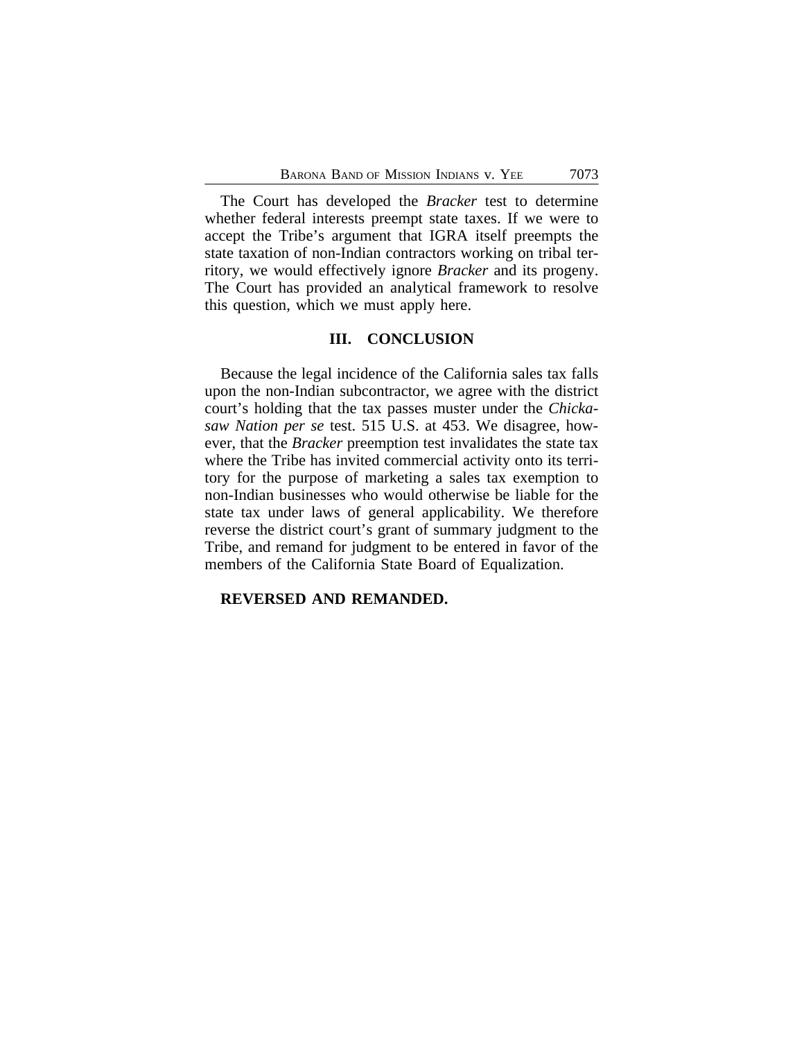The Court has developed the *Bracker* test to determine whether federal interests preempt state taxes. If we were to accept the Tribe's argument that IGRA itself preempts the state taxation of non-Indian contractors working on tribal territory, we would effectively ignore *Bracker* and its progeny. The Court has provided an analytical framework to resolve this question, which we must apply here.

## III. CONCLUSION

Because the legal incidence of the California sales tax falls upon the non-Indian subcontractor, we agree with the district court's holding that the tax passes muster under the *Chickasaw Nation per se* test. 515 U.S. at 453. We disagree, however, that the *Bracker* preemption test invalidates the state tax where the Tribe has invited commercial activity onto its territory for the purpose of marketing a sales tax exemption to non-Indian businesses who would otherwise be liable for the state tax under laws of general applicability. We therefore reverse the district court's grant of summary judgment to the Tribe, and remand for judgment to be entered in favor of the members of the California State Board of Equalization.

**REVERSED AND REMANDED.**